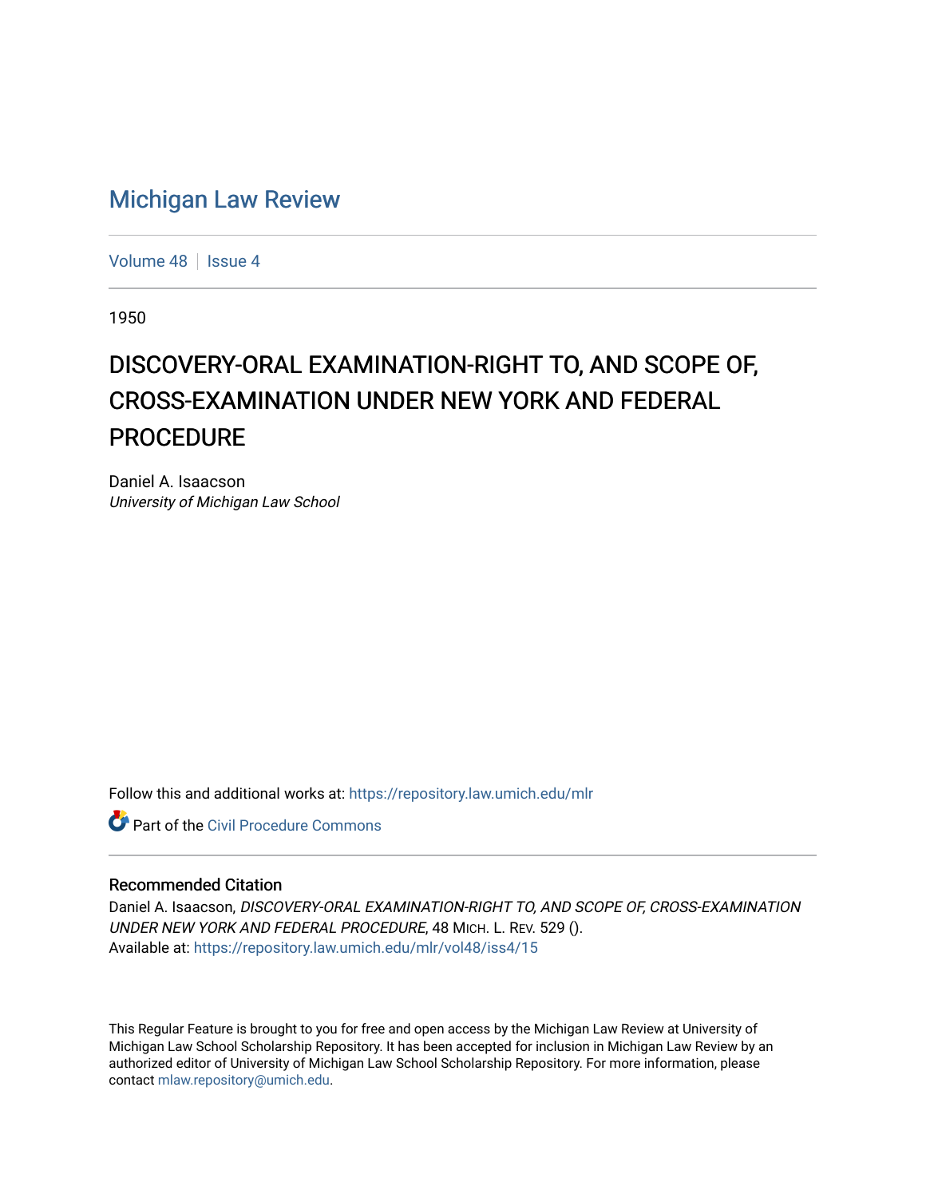# Michigan Law Review

Volume 48 | Issue 4

1950

## DISCOVERY-ORAL EXAMINATION-RIGHT TO, AND SCOPE OF, CROSS-EXAMINATION UNDER NEW YORK AND FEDERAL PROCEDURE

Daniel A. Isaacson
*University of Michigan Law School*

Follow this and additional works at: https://repository.law.umich.edu/mlr

Part of the Civil Procedure Commons

### Recommended Citation

Daniel A. Isaacson, *DISCOVERY-ORAL EXAMINATION-RIGHT TO, AND SCOPE OF, CROSS-EXAMINATION UNDER NEW YORK AND FEDERAL PROCEDURE*, 48 MICH. L. REV. 529 ().
Available at: https://repository.law.umich.edu/mlr/vol48/iss4/15

This Regular Feature is brought to you for free and open access by the Michigan Law Review at University of Michigan Law School Scholarship Repository. It has been accepted for inclusion in Michigan Law Review by an authorized editor of University of Michigan Law School Scholarship Repository. For more information, please contact mlaw.repository@umich.edu.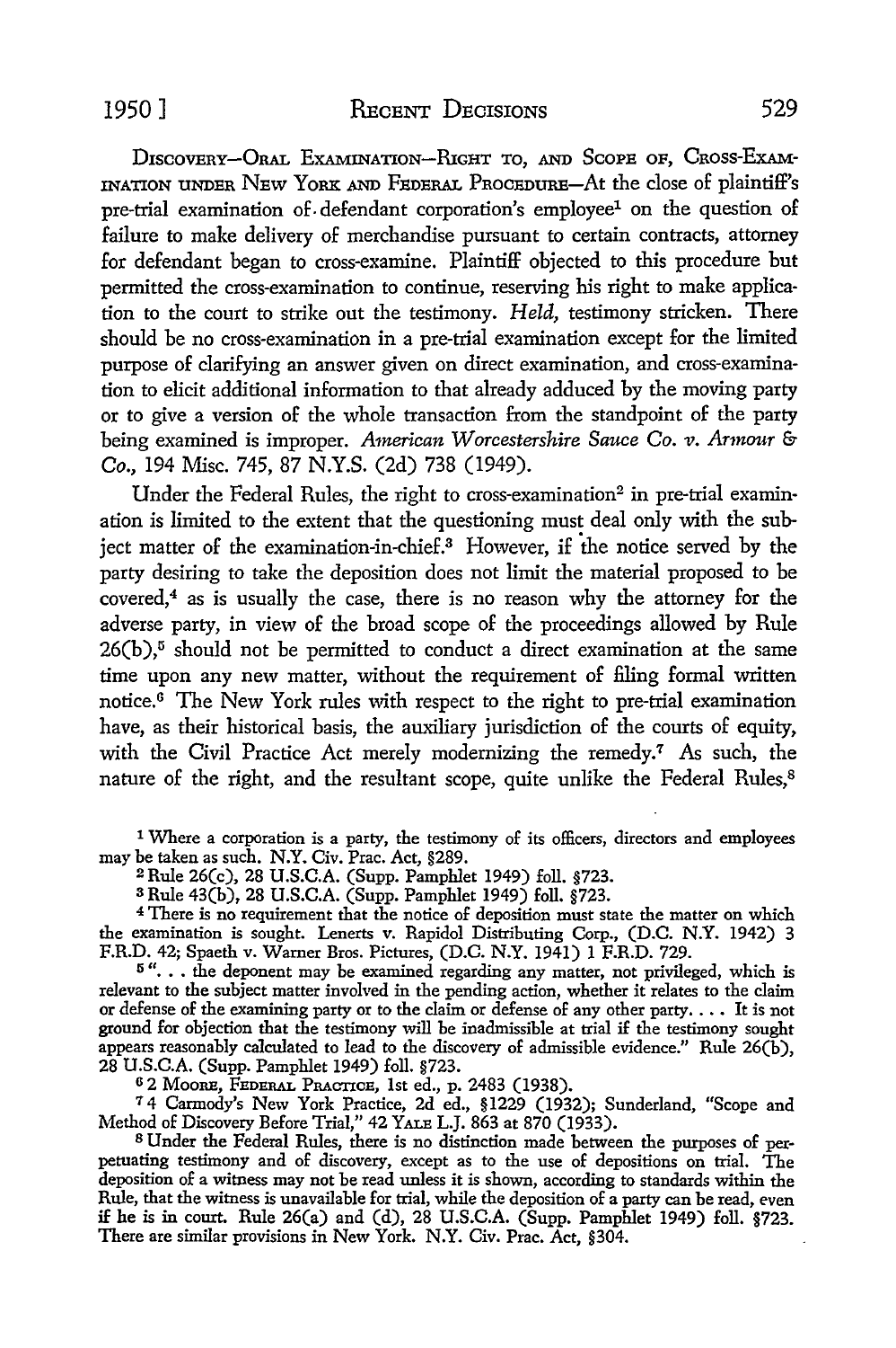DISCOVERY—ORAL EXAMINATION—RIGHT TO, AND SCOPE OF, CROSS-EXAMINATION UNDER NEW YORK AND FEDERAL PROCEDURE—At the close of plaintiff's pre-trial examination of defendant corporation's employee[1] on the question of failure to make delivery of merchandise pursuant to certain contracts, attorney for defendant began to cross-examine. Plaintiff objected to this procedure but permitted the cross-examination to continue, reserving his right to make application to the court to strike out the testimony. *Held,* testimony stricken. There should be no cross-examination in a pre-trial examination except for the limited purpose of clarifying an answer given on direct examination, and cross-examination to elicit additional information to that already adduced by the moving party or to give a version of the whole transaction from the standpoint of the party being examined is improper. *American Worcestershire Sauce Co. v. Armour & Co.,* 194 Misc. 745, 87 N.Y.S. (2d) 738 (1949).

Under the Federal Rules, the right to cross-examination[2] in pre-trial examination is limited to the extent that the questioning must deal only with the subject matter of the examination-in-chief.[3] However, if the notice served by the party desiring to take the deposition does not limit the material proposed to be covered,[4] as is usually the case, there is no reason why the attorney for the adverse party, in view of the broad scope of the proceedings allowed by Rule 26(b),[5] should not be permitted to conduct a direct examination at the same time upon any new matter, without the requirement of filing formal written notice.[6] The New York rules with respect to the right to pre-trial examination have, as their historical basis, the auxiliary jurisdiction of the courts of equity, with the Civil Practice Act merely modernizing the remedy.[7] As such, the nature of the right, and the resultant scope, quite unlike the Federal Rules,[8]

---

[1] Where a corporation is a party, the testimony of its officers, directors and employees may be taken as such. N.Y. Civ. Prac. Act, §289.

[2] Rule 26(c), 28 U.S.C.A. (Supp. Pamphlet 1949) foll. §723.

[3] Rule 43(b), 28 U.S.C.A. (Supp. Pamphlet 1949) foll. §723.

[4] There is no requirement that the notice of deposition must state the matter on which the examination is sought. Lenerts v. Rapidol Distributing Corp., (D.C. N.Y. 1942) 3 F.R.D. 42; Spaeth v. Warner Bros. Pictures, (D.C. N.Y. 1941) 1 F.R.D. 729.

[5] ". . . the deponent may be examined regarding any matter, not privileged, which is relevant to the subject matter involved in the pending action, whether it relates to the claim or defense of the examining party or to the claim or defense of any other party. . . . It is not ground for objection that the testimony will be inadmissible at trial if the testimony sought appears reasonably calculated to lead to the discovery of admissible evidence." Rule 26(b), 28 U.S.C.A. (Supp. Pamphlet 1949) foll. §723.

[6] 2 MOORE, FEDERAL PRACTICE, 1st ed., p. 2483 (1938).

[7] 4 Carmody's New York Practice, 2d ed., §1229 (1932); Sunderland, "Scope and Method of Discovery Before Trial," 42 YALE L.J. 863 at 870 (1933).

[8] Under the Federal Rules, there is no distinction made between the purposes of perpetuating testimony and of discovery, except as to the use of depositions on trial. The deposition of a witness may not be read unless it is shown, according to standards within the Rule, that the witness is unavailable for trial, while the deposition of a party can be read, even if he is in court. Rule 26(a) and (d), 28 U.S.C.A. (Supp. Pamphlet 1949) foll. §723. There are similar provisions in New York. N.Y. Civ. Prac. Act, §304.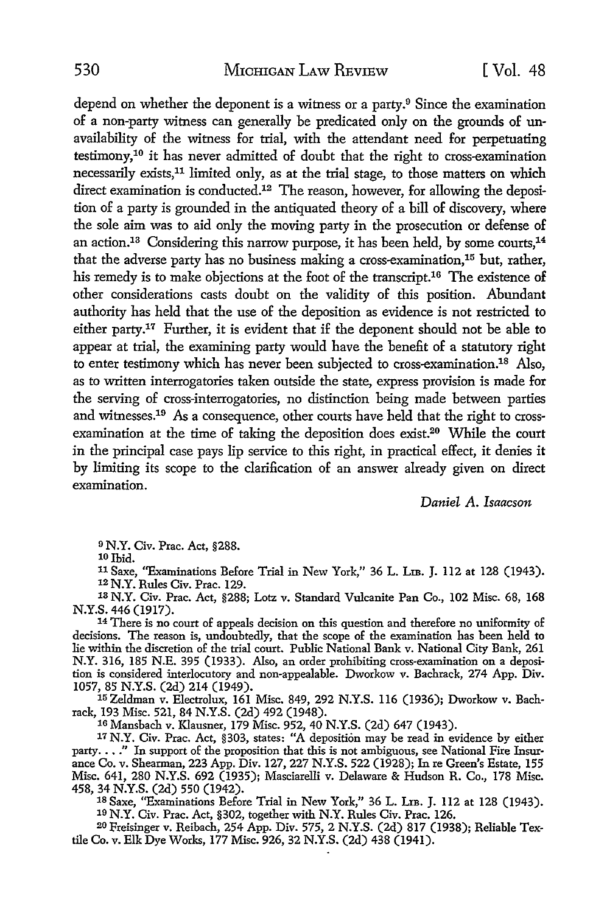depend on whether the deponent is a witness or a party.[9] Since the examination of a non-party witness can generally be predicated only on the grounds of unavailability of the witness for trial, with the attendant need for perpetuating testimony,[10] it has never admitted of doubt that the right to cross-examination necessarily exists,[11] limited only, as at the trial stage, to those matters on which direct examination is conducted.[12] The reason, however, for allowing the deposition of a party is grounded in the antiquated theory of a bill of discovery, where the sole aim was to aid only the moving party in the prosecution or defense of an action.[13] Considering this narrow purpose, it has been held, by some courts,[14] that the adverse party has no business making a cross-examination,[15] but, rather, his remedy is to make objections at the foot of the transcript.[16] The existence of other considerations casts doubt on the validity of this position. Abundant authority has held that the use of the deposition as evidence is not restricted to either party.[17] Further, it is evident that if the deponent should not be able to appear at trial, the examining party would have the benefit of a statutory right to enter testimony which has never been subjected to cross-examination.[18] Also, as to written interrogatories taken outside the state, express provision is made for the serving of cross-interrogatories, no distinction being made between parties and witnesses.[19] As a consequence, other courts have held that the right to cross-examination at the time of taking the deposition does exist.[20] While the court in the principal case pays lip service to this right, in practical effect, it denies it by limiting its scope to the clarification of an answer already given on direct examination.

*Daniel A. Isaacson*

---

[9] N.Y. Civ. Prac. Act, §288.

[10] Ibid.

[11] Saxe, "Examinations Before Trial in New York," 36 L. Lib. J. 112 at 128 (1943).

[12] N.Y. Rules Civ. Prac. 129.

[13] N.Y. Civ. Prac. Act, §288; Lotz v. Standard Vulcanite Pan Co., 102 Misc. 68, 168 N.Y.S. 446 (1917).

[14] There is no court of appeals decision on this question and therefore no uniformity of decisions. The reason is, undoubtedly, that the scope of the examination has been held to lie within the discretion of the trial court. Public National Bank v. National City Bank, 261 N.Y. 316, 185 N.E. 395 (1933). Also, an order prohibiting cross-examination on a deposition is considered interlocutory and non-appealable. Dworkow v. Bachrack, 274 App. Div. 1057, 85 N.Y.S. (2d) 214 (1949).

[15] Zeldman v. Electrolux, 161 Misc. 849, 292 N.Y.S. 116 (1936); Dworkow v. Bachrack, 193 Misc. 521, 84 N.Y.S. (2d) 492 (1948).

[16] Mansbach v. Klausner, 179 Misc. 952, 40 N.Y.S. (2d) 647 (1943).

[17] N.Y. Civ. Prac. Act, §303, states: "A deposition may be read in evidence by either party. . . ." In support of the proposition that this is not ambiguous, see National Fire Insurance Co. v. Shearman, 223 App. Div. 127, 227 N.Y.S. 522 (1928); In re Green's Estate, 155 Misc. 641, 280 N.Y.S. 692 (1935); Masciarelli v. Delaware & Hudson R. Co., 178 Misc. 458, 34 N.Y.S. (2d) 550 (1942).

[18] Saxe, "Examinations Before Trial in New York," 36 L. Lib. J. 112 at 128 (1943).

[19] N.Y. Civ. Prac. Act, §302, together with N.Y. Rules Civ. Prac. 126.

[20] Freisinger v. Reibach, 254 App. Div. 575, 2 N.Y.S. (2d) 817 (1938); Reliable Textile Co. v. Elk Dye Works, 177 Misc. 926, 32 N.Y.S. (2d) 438 (1941).